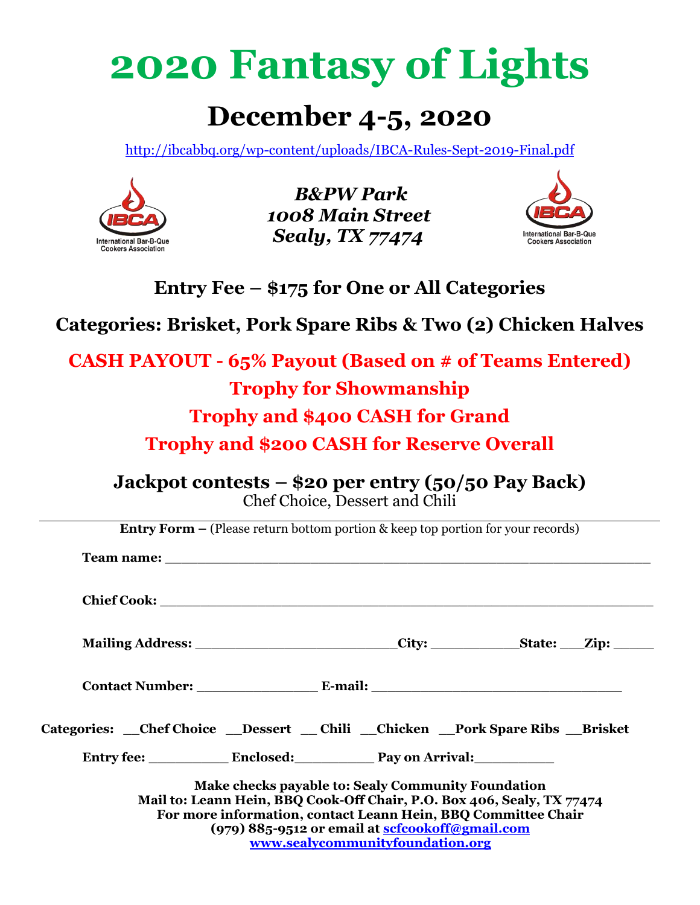# 2020 Fantasy of Lights

## December 4-5, 2020

http://ibcabbq.org/wp-content/uploads/IBCA-Rules-Sept-2019-Final.pdf

IBCA International Bar-B-Que Cookers Association

***B&PW Park***
***1008 Main Street***
***Sealy, TX 77474***

IBCA International Bar-B-Que Cookers Association

### Entry Fee – $175 for One or All Categories

### Categories: Brisket, Pork Spare Ribs & Two (2) Chicken Halves

### CASH PAYOUT - 65% Payout (Based on # of Teams Entered)

### Trophy for Showmanship

### Trophy and $400 CASH for Grand

### Trophy and $200 CASH for Reserve Overall

### Jackpot contests – $20 per entry (50/50 Pay Back)

Chef Choice, Dessert and Chili

---

**Entry Form –** (Please return bottom portion & keep top portion for your records)

**Team name:** ____________________________________________________

**Chief Cook:** ____________________________________________________

**Mailing Address:** ________________________**City:** ___________**State:** ___**Zip:** _____

**Contact Number:** _______________ **E-mail:** ______________________________

**Categories:** __**Chef Choice** __**Dessert** __ **Chili** __**Chicken** __**Pork Spare Ribs** __**Brisket**

**Entry fee:** _________ **Enclosed:**_________ **Pay on Arrival:**_________

**Make checks payable to: Sealy Community Foundation**
**Mail to: Leann Hein, BBQ Cook-Off Chair, P.O. Box 406, Sealy, TX 77474**
**For more information, contact Leann Hein, BBQ Committee Chair**
**(979) 885-9512 or email at scfcookoff@gmail.com**
**www.sealycommunityfoundation.org**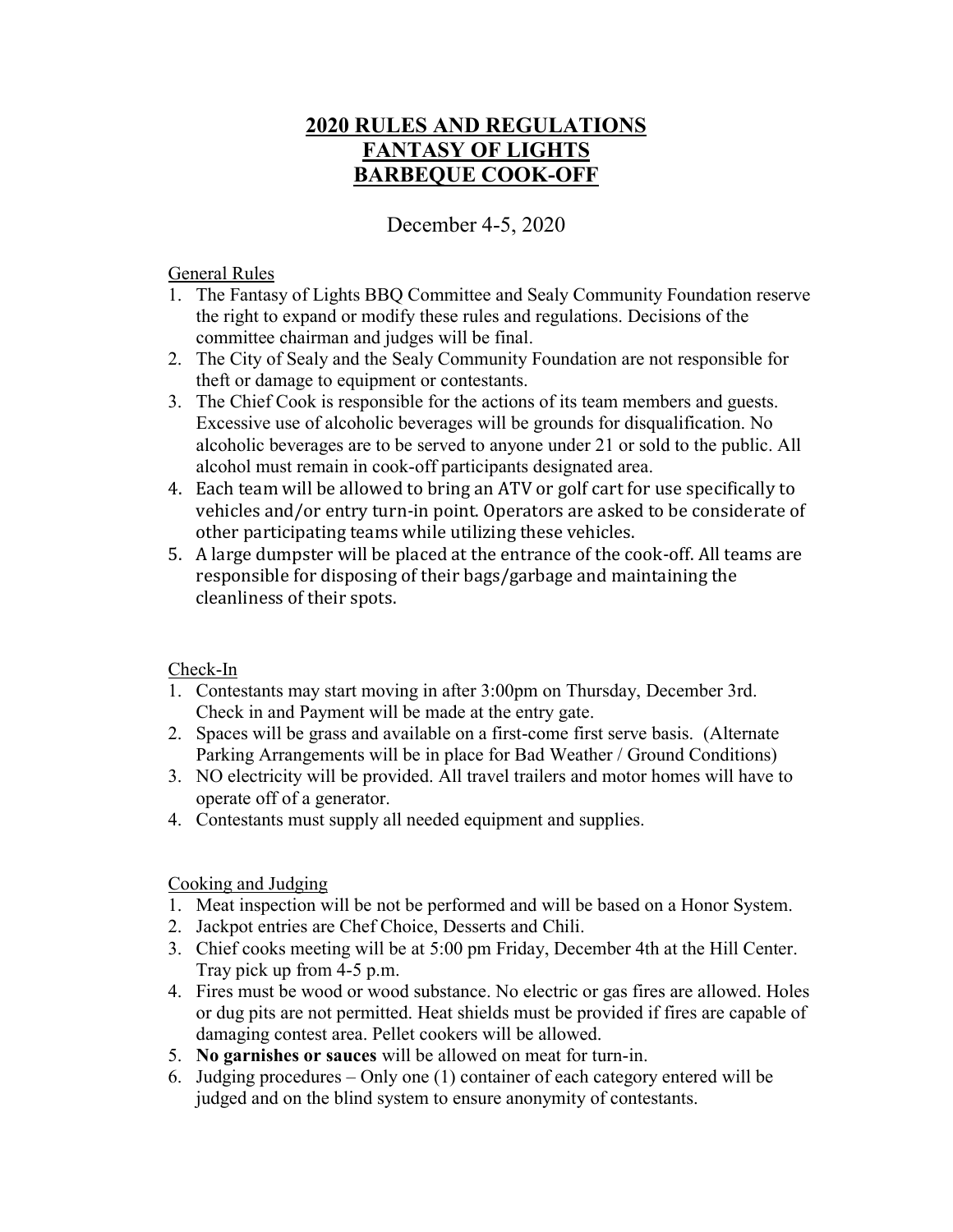# 2020 RULES AND REGULATIONS
# FANTASY OF LIGHTS
# BARBEQUE COOK-OFF

December 4-5, 2020

## General Rules

1. The Fantasy of Lights BBQ Committee and Sealy Community Foundation reserve the right to expand or modify these rules and regulations. Decisions of the committee chairman and judges will be final.
2. The City of Sealy and the Sealy Community Foundation are not responsible for theft or damage to equipment or contestants.
3. The Chief Cook is responsible for the actions of its team members and guests. Excessive use of alcoholic beverages will be grounds for disqualification. No alcoholic beverages are to be served to anyone under 21 or sold to the public. All alcohol must remain in cook-off participants designated area.
4. Each team will be allowed to bring an ATV or golf cart for use specifically to vehicles and/or entry turn-in point. Operators are asked to be considerate of other participating teams while utilizing these vehicles.
5. A large dumpster will be placed at the entrance of the cook-off. All teams are responsible for disposing of their bags/garbage and maintaining the cleanliness of their spots.

## Check-In

1. Contestants may start moving in after 3:00pm on Thursday, December 3rd. Check in and Payment will be made at the entry gate.
2. Spaces will be grass and available on a first-come first serve basis. (Alternate Parking Arrangements will be in place for Bad Weather / Ground Conditions)
3. NO electricity will be provided. All travel trailers and motor homes will have to operate off of a generator.
4. Contestants must supply all needed equipment and supplies.

## Cooking and Judging

1. Meat inspection will be not be performed and will be based on a Honor System.
2. Jackpot entries are Chef Choice, Desserts and Chili.
3. Chief cooks meeting will be at 5:00 pm Friday, December 4th at the Hill Center. Tray pick up from 4-5 p.m.
4. Fires must be wood or wood substance. No electric or gas fires are allowed. Holes or dug pits are not permitted. Heat shields must be provided if fires are capable of damaging contest area. Pellet cookers will be allowed.
5. **No garnishes or sauces** will be allowed on meat for turn-in.
6. Judging procedures – Only one (1) container of each category entered will be judged and on the blind system to ensure anonymity of contestants.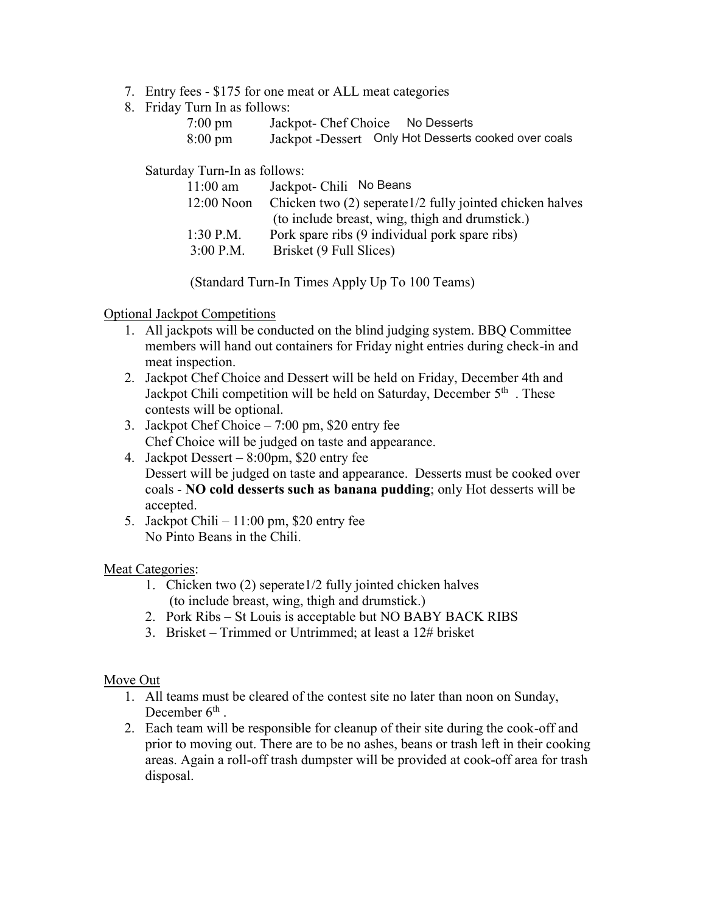7. Entry fees - $175 for one meat or ALL meat categories
8. Friday Turn In as follows:

| | | |
|---|---|---|
| 7:00 pm | Jackpot- Chef Choice | No Desserts |
| 8:00 pm | Jackpot -Dessert | Only Hot Desserts cooked over coals |

Saturday Turn-In as follows:

| | |
|---|---|
| 11:00 am | Jackpot- Chili No Beans |
| 12:00 Noon | Chicken two (2) seperate1/2 fully jointed chicken halves (to include breast, wing, thigh and drumstick.) |
| 1:30 P.M. | Pork spare ribs (9 individual pork spare ribs) |
| 3:00 P.M. | Brisket (9 Full Slices) |

(Standard Turn-In Times Apply Up To 100 Teams)

<u>Optional Jackpot Competitions</u>

1. All jackpots will be conducted on the blind judging system. BBQ Committee members will hand out containers for Friday night entries during check-in and meat inspection.
2. Jackpot Chef Choice and Dessert will be held on Friday, December 4th and Jackpot Chili competition will be held on Saturday, December 5th . These contests will be optional.
3. Jackpot Chef Choice – 7:00 pm, $20 entry fee
   Chef Choice will be judged on taste and appearance.
4. Jackpot Dessert – 8:00pm, $20 entry fee
   Dessert will be judged on taste and appearance. Desserts must be cooked over coals - **NO cold desserts such as banana pudding**; only Hot desserts will be accepted.
5. Jackpot Chili – 11:00 pm, $20 entry fee
   No Pinto Beans in the Chili.

<u>Meat Categories</u>:

1. Chicken two (2) seperate1/2 fully jointed chicken halves (to include breast, wing, thigh and drumstick.)
2. Pork Ribs – St Louis is acceptable but NO BABY BACK RIBS
3. Brisket – Trimmed or Untrimmed; at least a 12# brisket

<u>Move Out</u>

1. All teams must be cleared of the contest site no later than noon on Sunday, December 6th .
2. Each team will be responsible for cleanup of their site during the cook-off and prior to moving out. There are to be no ashes, beans or trash left in their cooking areas. Again a roll-off trash dumpster will be provided at cook-off area for trash disposal.